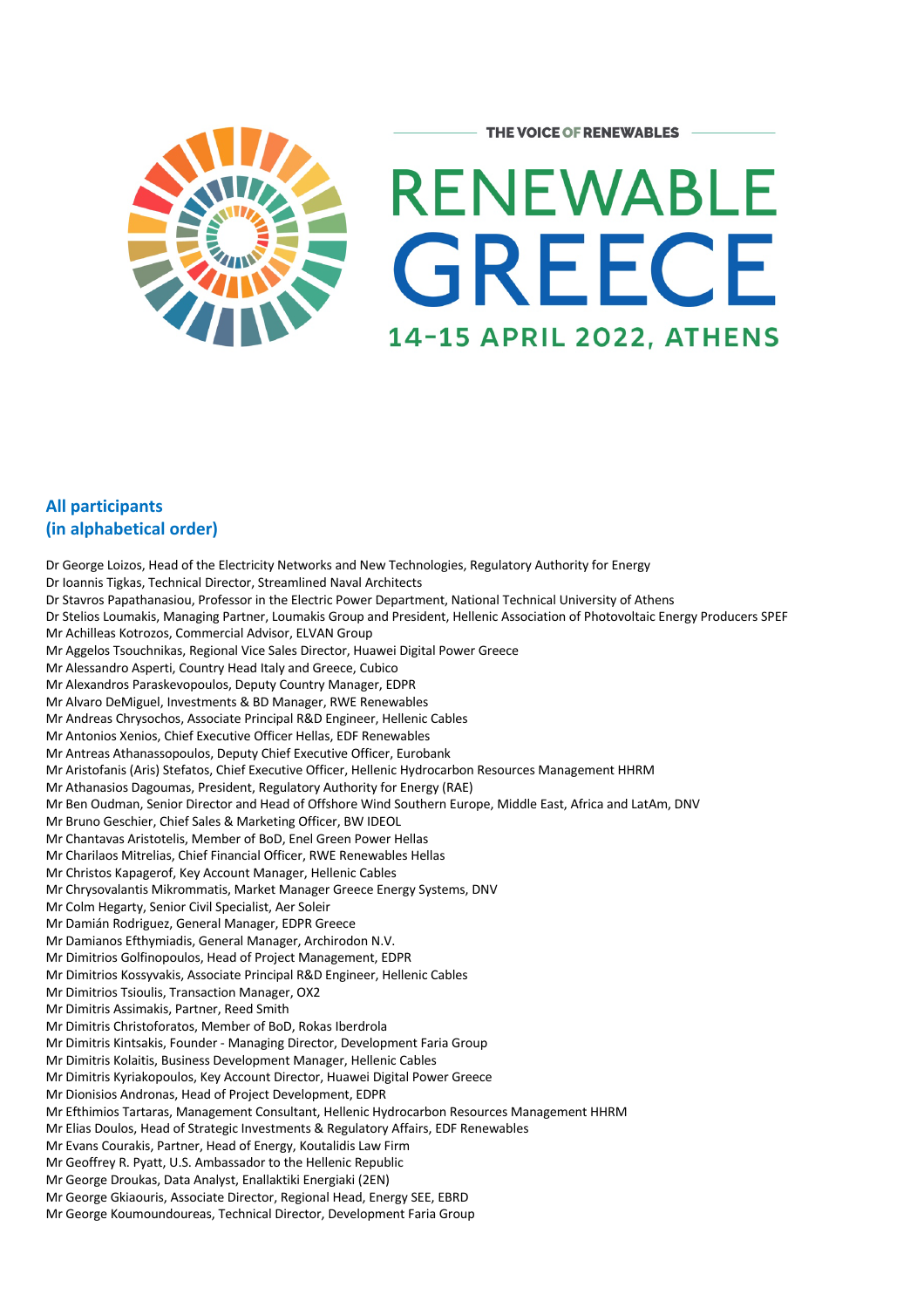THE VOICE OF RENEWABLES

# RENEWABLE GREECE

## 14-15 APRIL 2022, ATHENS

### All participants (in alphabetical order)

Dr George Loizos, Head of the Electricity Networks and New Technologies, Regulatory Authority for Energy
Dr Ioannis Tigkas, Technical Director, Streamlined Naval Architects
Dr Stavros Papathanasiou, Professor in the Electric Power Department, National Technical University of Athens
Dr Stelios Loumakis, Managing Partner, Loumakis Group and President, Hellenic Association of Photovoltaic Energy Producers SPEF
Mr Achilleas Kotrozos, Commercial Advisor, ELVAN Group
Mr Aggelos Tsouchnikas, Regional Vice Sales Director, Huawei Digital Power Greece
Mr Alessandro Asperti, Country Head Italy and Greece, Cubico
Mr Alexandros Paraskevopoulos, Deputy Country Manager, EDPR
Mr Alvaro DeMiguel, Investments & BD Manager, RWE Renewables
Mr Andreas Chrysochos, Associate Principal R&D Engineer, Hellenic Cables
Mr Antonios Xenios, Chief Executive Officer Hellas, EDF Renewables
Mr Antreas Athanassopoulos, Deputy Chief Executive Officer, Eurobank
Mr Aristofanis (Aris) Stefatos, Chief Executive Officer, Hellenic Hydrocarbon Resources Management HHRM
Mr Athanasios Dagoumas, President, Regulatory Authority for Energy (RAE)
Mr Ben Oudman, Senior Director and Head of Offshore Wind Southern Europe, Middle East, Africa and LatAm, DNV
Mr Bruno Geschier, Chief Sales & Marketing Officer, BW IDEOL
Mr Chantavas Aristotelis, Member of BoD, Enel Green Power Hellas
Mr Charilaos Mitrelias, Chief Financial Officer, RWE Renewables Hellas
Mr Christos Kapagerof, Key Account Manager, Hellenic Cables
Mr Chrysovalantis Mikrommatis, Market Manager Greece Energy Systems, DNV
Mr Colm Hegarty, Senior Civil Specialist, Aer Soleir
Mr Damián Rodriguez, General Manager, EDPR Greece
Mr Damianos Efthymiadis, General Manager, Archirodon N.V.
Mr Dimitrios Golfinopoulos, Head of Project Management, EDPR
Mr Dimitrios Kossyvakis, Associate Principal R&D Engineer, Hellenic Cables
Mr Dimitrios Tsioulis, Transaction Manager, OX2
Mr Dimitris Assimakis, Partner, Reed Smith
Mr Dimitris Christoforatos, Member of BoD, Rokas Iberdrola
Mr Dimitris Kintsakis, Founder - Managing Director, Development Faria Group
Mr Dimitris Kolaitis, Business Development Manager, Hellenic Cables
Mr Dimitris Kyriakopoulos, Key Account Director, Huawei Digital Power Greece
Mr Dionisios Andronas, Head of Project Development, EDPR
Mr Efthimios Tartaras, Management Consultant, Hellenic Hydrocarbon Resources Management HHRM
Mr Elias Doulos, Head of Strategic Investments & Regulatory Affairs, EDF Renewables
Mr Evans Courakis, Partner, Head of Energy, Koutalidis Law Firm
Mr Geoffrey R. Pyatt, U.S. Ambassador to the Hellenic Republic
Mr George Droukas, Data Analyst, Enallaktiki Energiaki (2EN)
Mr George Gkiaouris, Associate Director, Regional Head, Energy SEE, EBRD
Mr George Koumoundoureas, Technical Director, Development Faria Group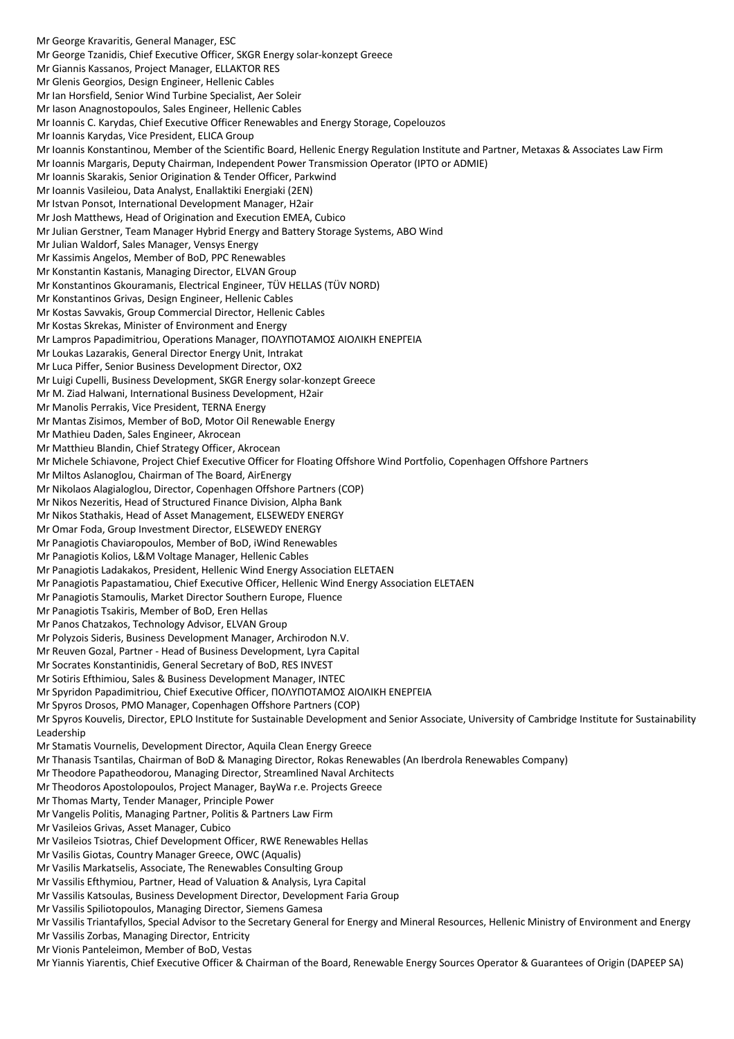Mr George Kravaritis, General Manager, ESC
Mr George Tzanidis, Chief Executive Officer, SKGR Energy solar-konzept Greece
Mr Giannis Kassanos, Project Manager, ELLAKTOR RES
Mr Glenis Georgios, Design Engineer, Hellenic Cables
Mr Ian Horsfield, Senior Wind Turbine Specialist, Aer Soleir
Mr Iason Anagnostopoulos, Sales Engineer, Hellenic Cables
Mr Ioannis C. Karydas, Chief Executive Officer Renewables and Energy Storage, Copelouzos
Mr Ioannis Karydas, Vice President, ELICA Group
Mr Ioannis Konstantinou, Member of the Scientific Board, Hellenic Energy Regulation Institute and Partner, Metaxas & Associates Law Firm
Mr Ioannis Margaris, Deputy Chairman, Independent Power Transmission Operator (IPTO or ADMIE)
Mr Ioannis Skarakis, Senior Origination & Tender Officer, Parkwind
Mr Ioannis Vasileiou, Data Analyst, Enallaktiki Energiaki (2EN)
Mr Istvan Ponsot, International Development Manager, H2air
Mr Josh Matthews, Head of Origination and Execution EMEA, Cubico
Mr Julian Gerstner, Team Manager Hybrid Energy and Battery Storage Systems, ABO Wind
Mr Julian Waldorf, Sales Manager, Vensys Energy
Mr Kassimis Angelos, Member of BoD, PPC Renewables
Mr Konstantin Kastanis, Managing Director, ELVAN Group
Mr Konstantinos Gkouramanis, Electrical Engineer, TÜV HELLAS (TÜV NORD)
Mr Konstantinos Grivas, Design Engineer, Hellenic Cables
Mr Kostas Savvakis, Group Commercial Director, Hellenic Cables
Mr Kostas Skrekas, Minister of Environment and Energy
Mr Lampros Papadimitriou, Operations Manager, ΠΟΛΥΠΟΤΑΜΟΣ ΑΙΟΛΙΚΗ ΕΝΕΡΓΕΙΑ
Mr Loukas Lazarakis, General Director Energy Unit, Intrakat
Mr Luca Piffer, Senior Business Development Director, OX2
Mr Luigi Cupelli, Business Development, SKGR Energy solar-konzept Greece
Mr M. Ziad Halwani, International Business Development, H2air
Mr Manolis Perrakis, Vice President, TERNA Energy
Mr Mantas Zisimos, Member of BoD, Motor Oil Renewable Energy
Mr Mathieu Daden, Sales Engineer, Akrocean
Mr Matthieu Blandin, Chief Strategy Officer, Akrocean
Mr Michele Schiavone, Project Chief Executive Officer for Floating Offshore Wind Portfolio, Copenhagen Offshore Partners
Mr Miltos Aslanoglou, Chairman of The Board, AirEnergy
Mr Nikolaos Alagialoglou, Director, Copenhagen Offshore Partners (COP)
Mr Nikos Nezeritis, Head of Structured Finance Division, Alpha Bank
Mr Nikos Stathakis, Head of Asset Management, ELSEWEDY ENERGY
Mr Omar Foda, Group Investment Director, ELSEWEDY ENERGY
Mr Panagiotis Chaviaropoulos, Member of BoD, iWind Renewables
Mr Panagiotis Kolios, L&M Voltage Manager, Hellenic Cables
Mr Panagiotis Ladakakos, President, Hellenic Wind Energy Association ELETAEN
Mr Panagiotis Papastamatiou, Chief Executive Officer, Hellenic Wind Energy Association ELETAEN
Mr Panagiotis Stamoulis, Market Director Southern Europe, Fluence
Mr Panagiotis Tsakiris, Member of BoD, Eren Hellas
Mr Panos Chatzakos, Technology Advisor, ELVAN Group
Mr Polyzois Sideris, Business Development Manager, Archirodon N.V.
Mr Reuven Gozal, Partner - Head of Business Development, Lyra Capital
Mr Socrates Konstantinidis, General Secretary of BoD, RES INVEST
Mr Sotiris Efthimiou, Sales & Business Development Manager, INTEC
Mr Spyridon Papadimitriou, Chief Executive Officer, ΠΟΛΥΠΟΤΑΜΟΣ ΑΙΟΛΙΚΗ ΕΝΕΡΓΕΙΑ
Mr Spyros Drosos, PMO Manager, Copenhagen Offshore Partners (COP)
Mr Spyros Kouvelis, Director, EPLO Institute for Sustainable Development and Senior Associate, University of Cambridge Institute for Sustainability Leadership
Mr Stamatis Vournelis, Development Director, Aquila Clean Energy Greece
Mr Thanasis Tsantilas, Chairman of BoD & Managing Director, Rokas Renewables (An Iberdrola Renewables Company)
Mr Theodore Papatheodorou, Managing Director, Streamlined Naval Architects
Mr Theodoros Apostolopoulos, Project Manager, BayWa r.e. Projects Greece
Mr Thomas Marty, Tender Manager, Principle Power
Mr Vangelis Politis, Managing Partner, Politis & Partners Law Firm
Mr Vasileios Grivas, Asset Manager, Cubico
Mr Vasileios Tsiotras, Chief Development Officer, RWE Renewables Hellas
Mr Vasilis Giotas, Country Manager Greece, OWC (Aqualis)
Mr Vasilis Markatselis, Associate, The Renewables Consulting Group
Mr Vassilis Efthymiou, Partner, Head of Valuation & Analysis, Lyra Capital
Mr Vassilis Katsoulas, Business Development Director, Development Faria Group
Mr Vassilis Spiliotopoulos, Managing Director, Siemens Gamesa
Mr Vassilis Triantafyllos, Special Advisor to the Secretary General for Energy and Mineral Resources, Hellenic Ministry of Environment and Energy
Mr Vassilis Zorbas, Managing Director, Entricity
Mr Vionis Panteleimon, Member of BoD, Vestas
Mr Yiannis Yiarentis, Chief Executive Officer & Chairman of the Board, Renewable Energy Sources Operator & Guarantees of Origin (DAPEEP SA)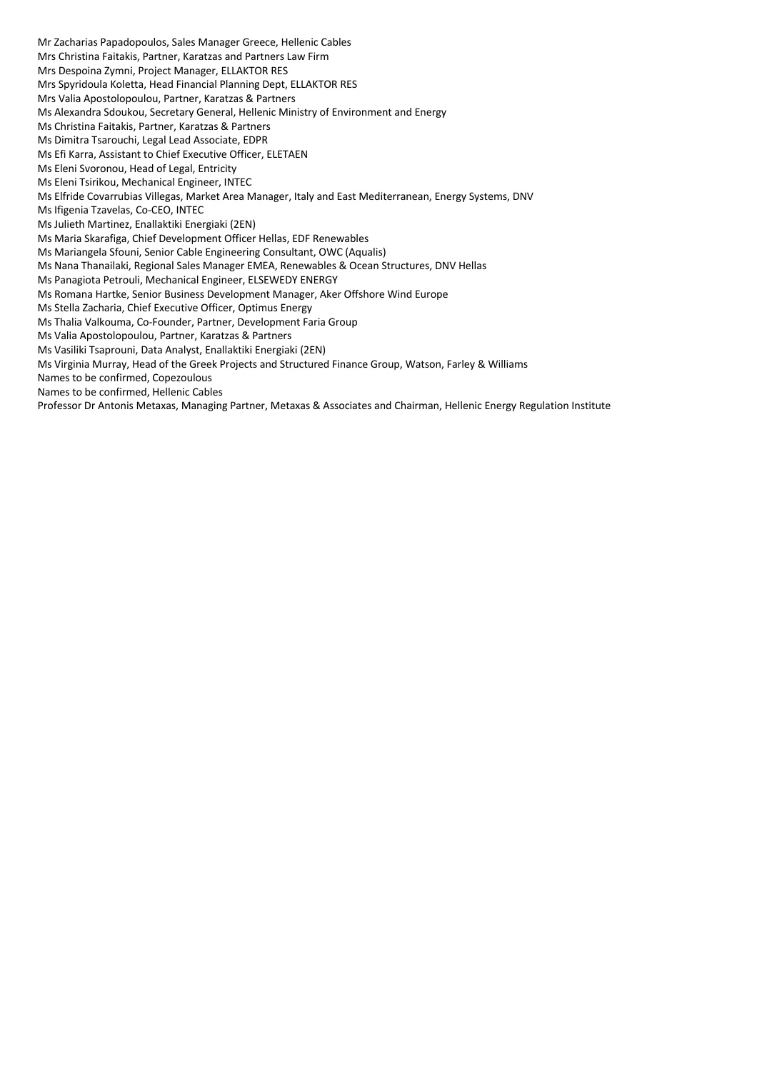Mr Zacharias Papadopoulos, Sales Manager Greece, Hellenic Cables
Mrs Christina Faitakis, Partner, Karatzas and Partners Law Firm
Mrs Despoina Zymni, Project Manager, ELLAKTOR RES
Mrs Spyridoula Koletta, Head Financial Planning Dept, ELLAKTOR RES
Mrs Valia Apostolopoulou, Partner, Karatzas & Partners
Ms Alexandra Sdoukou, Secretary General, Hellenic Ministry of Environment and Energy
Ms Christina Faitakis, Partner, Karatzas & Partners
Ms Dimitra Tsarouchi, Legal Lead Associate, EDPR
Ms Efi Karra, Assistant to Chief Executive Officer, ELETAEN
Ms Eleni Svoronou, Head of Legal, Entricity
Ms Eleni Tsirikou, Mechanical Engineer, INTEC
Ms Elfride Covarrubias Villegas, Market Area Manager, Italy and East Mediterranean, Energy Systems, DNV
Ms Ifigenia Tzavelas, Co-CEO, INTEC
Ms Julieth Martinez, Enallaktiki Energiaki (2EN)
Ms Maria Skarafiga, Chief Development Officer Hellas, EDF Renewables
Ms Mariangela Sfouni, Senior Cable Engineering Consultant, OWC (Aqualis)
Ms Nana Thanailaki, Regional Sales Manager EMEA, Renewables & Ocean Structures, DNV Hellas
Ms Panagiota Petrouli, Mechanical Engineer, ELSEWEDY ENERGY
Ms Romana Hartke, Senior Business Development Manager, Aker Offshore Wind Europe
Ms Stella Zacharia, Chief Executive Officer, Optimus Energy
Ms Thalia Valkouma, Co-Founder, Partner, Development Faria Group
Ms Valia Apostolopoulou, Partner, Karatzas & Partners
Ms Vasiliki Tsaprouni, Data Analyst, Enallaktiki Energiaki (2EN)
Ms Virginia Murray, Head of the Greek Projects and Structured Finance Group, Watson, Farley & Williams
Names to be confirmed, Copezoulous
Names to be confirmed, Hellenic Cables
Professor Dr Antonis Metaxas, Managing Partner, Metaxas & Associates and Chairman, Hellenic Energy Regulation Institute